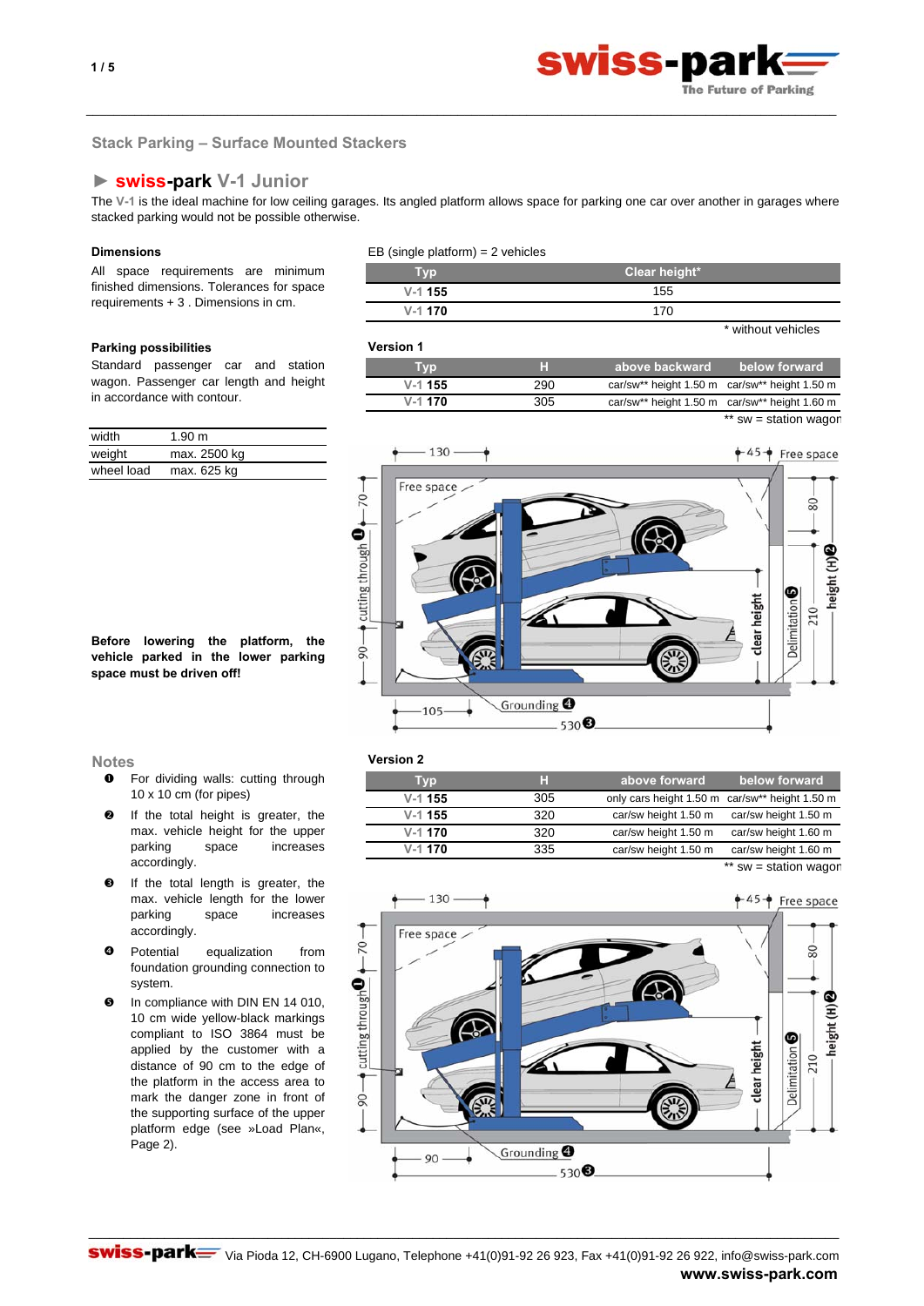## Stack Parking – Surface Mounted Stackers

### ► swiss-park V-1 Junior

The V-1 is the ideal machine for low ceiling garages. Its angled platform allows space for parking one car over another in garages where stacked parking would not be possible otherwise.

**Dimensions**

All space requirements are minimum finished dimensions. Tolerances for space requirements + 3 . Dimensions in cm.

**Parking possibilities**

Standard passenger car and station wagon. Passenger car length and height in accordance with contour.

| | |
|---|---|
| width | 1.90 m |
| weight | max. 2500 kg |
| wheel load | max. 625 kg |

**Before lowering the platform, the vehicle parked in the lower parking space must be driven off!**

EB (single platform) = 2 vehicles

| Typ | Clear height* |
|---|---|
| V-1 155 | 155 |
| V-1 170 | 170 |

\* without vehicles

**Version 1**

| Typ | H | above backward | below forward |
|---|---|---|---|
| V-1 155 | 290 | car/sw** height 1.50 m | car/sw** height 1.50 m |
| V-1 170 | 305 | car/sw** height 1.50 m | car/sw** height 1.60 m |

** sw = station wagon

**Version 2**

| Typ | H | above forward | below forward |
|---|---|---|---|
| V-1 155 | 305 | only cars height 1.50 m | car/sw** height 1.50 m |
| V-1 155 | 320 | car/sw height 1.50 m | car/sw height 1.50 m |
| V-1 170 | 320 | car/sw height 1.50 m | car/sw height 1.60 m |
| V-1 170 | 335 | car/sw height 1.50 m | car/sw height 1.60 m |

** sw = station wagon

### Notes

1. For dividing walls: cutting through 10 x 10 cm (for pipes)
2. If the total height is greater, the max. vehicle height for the upper parking space increases accordingly.
3. If the total length is greater, the max. vehicle length for the lower parking space increases accordingly.
4. Potential equalization from foundation grounding connection to system.
5. In compliance with DIN EN 14 010, 10 cm wide yellow-black markings compliant to ISO 3864 must be applied by the customer with a distance of 90 cm to the edge of the platform in the access area to mark the danger zone in front of the supporting surface of the upper platform edge (see »Load Plan«, Page 2).

Via Pioda 12, CH-6900 Lugano, Telephone +41(0)91-92 26 923, Fax +41(0)91-92 26 922, info@swiss-park.com
**www.swiss-park.com**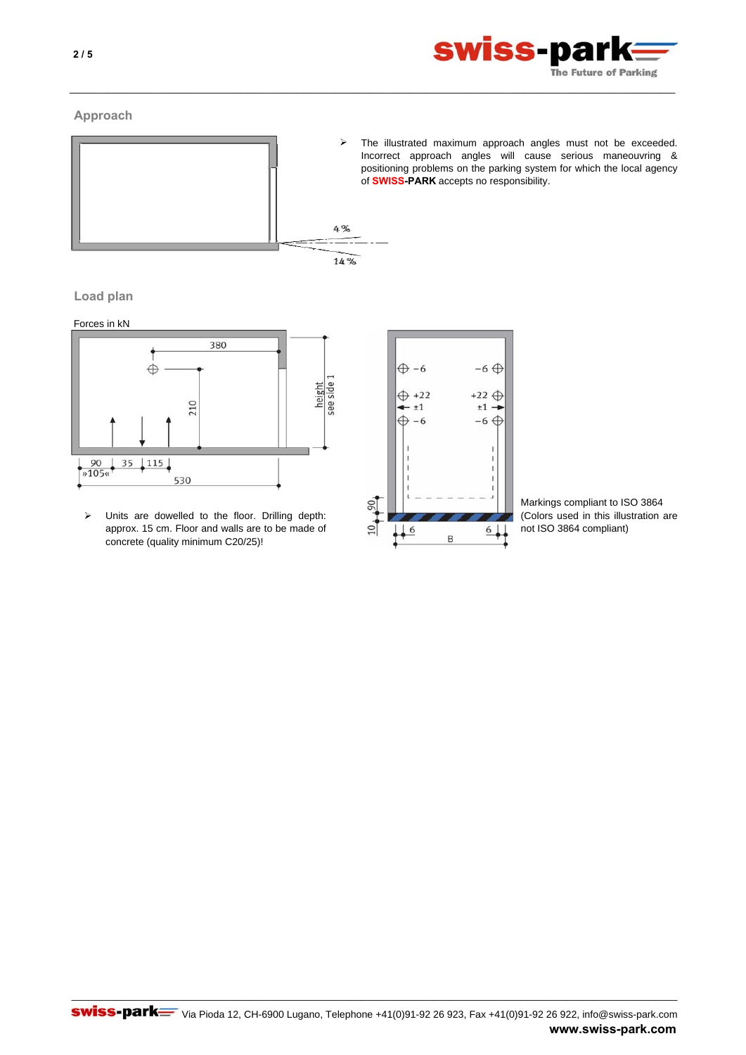## Approach

- The illustrated maximum approach angles must not be exceeded. Incorrect approach angles will cause serious maneouvring & positioning problems on the parking system for which the local agency of **SWISS-PARK** accepts no responsibility.

## Load plan

Forces in kN

- Units are dowelled to the floor. Drilling depth: approx. 15 cm. Floor and walls are to be made of concrete (quality minimum C20/25)!

Markings compliant to ISO 3864 (Colors used in this illustration are not ISO 3864 compliant)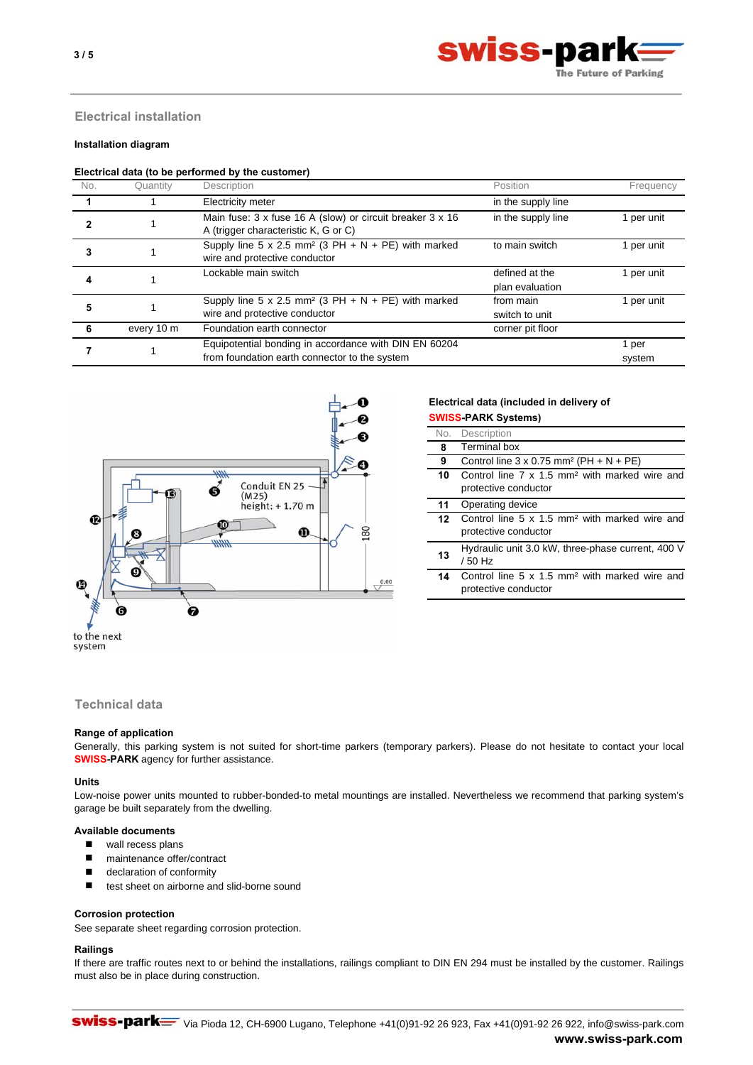## Electrical installation

**Installation diagram**

**Electrical data (to be performed by the customer)**

| No. | Quantity | Description | Position | Frequency |
|---|---|---|---|---|
| **1** | 1 | Electricity meter | in the supply line | |
| **2** | 1 | Main fuse: 3 x fuse 16 A (slow) or circuit breaker 3 x 16 A (trigger characteristic K, G or C) | in the supply line | 1 per unit |
| **3** | 1 | Supply line 5 x 2.5 mm² (3 PH + N + PE) with marked wire and protective conductor | to main switch | 1 per unit |
| **4** | 1 | Lockable main switch | defined at the plan evaluation | 1 per unit |
| **5** | 1 | Supply line 5 x 2.5 mm² (3 PH + N + PE) with marked wire and protective conductor | from main switch to unit | 1 per unit |
| **6** | every 10 m | Foundation earth connector | corner pit floor | |
| **7** | 1 | Equipotential bonding in accordance with DIN EN 60204 from foundation earth connector to the system | | 1 per system |

Conduit EN 25 (M25) height: + 1.70 m

to the next system

**Electrical data (included in delivery of SWISS-PARK Systems)**

| No. | Description |
|---|---|
| **8** | Terminal box |
| **9** | Control line 3 x 0.75 mm² (PH + N + PE) |
| **10** | Control line 7 x 1.5 mm² with marked wire and protective conductor |
| **11** | Operating device |
| **12** | Control line 5 x 1.5 mm² with marked wire and protective conductor |
| **13** | Hydraulic unit 3.0 kW, three-phase current, 400 V / 50 Hz |
| **14** | Control line 5 x 1.5 mm² with marked wire and protective conductor |

## Technical data

**Range of application**

Generally, this parking system is not suited for short-time parkers (temporary parkers). Please do not hesitate to contact your local **SWISS-PARK** agency for further assistance.

**Units**

Low-noise power units mounted to rubber-bonded-to metal mountings are installed. Nevertheless we recommend that parking system's garage be built separately from the dwelling.

**Available documents**

- wall recess plans
- maintenance offer/contract
- declaration of conformity
- test sheet on airborne and slid-borne sound

**Corrosion protection**

See separate sheet regarding corrosion protection.

**Railings**

If there are traffic routes next to or behind the installations, railings compliant to DIN EN 294 must be installed by the customer. Railings must also be in place during construction.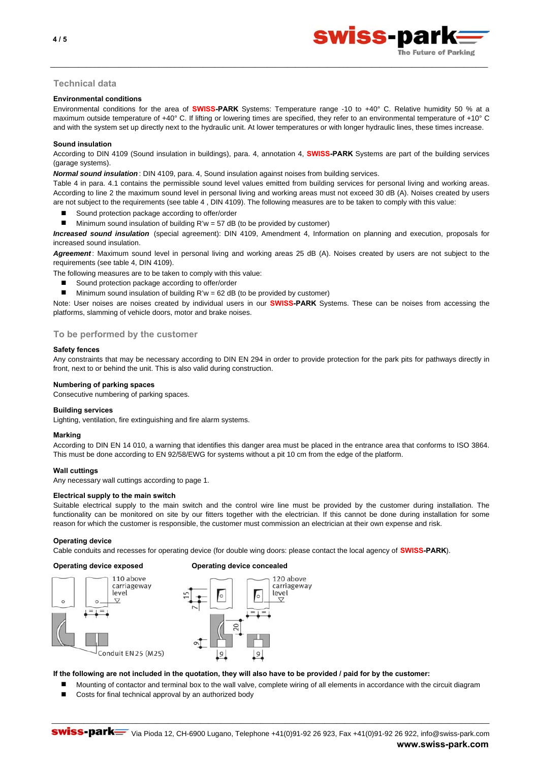## Technical data

### Environmental conditions

Environmental conditions for the area of **SWISS-PARK** Systems: Temperature range -10 to +40° C. Relative humidity 50 % at a maximum outside temperature of +40° C. If lifting or lowering times are specified, they refer to an environmental temperature of +10° C and with the system set up directly next to the hydraulic unit. At lower temperatures or with longer hydraulic lines, these times increase.

### Sound insulation

According to DIN 4109 (Sound insulation in buildings), para. 4, annotation 4, **SWISS-PARK** Systems are part of the building services (garage systems).

***Normal sound insulation*** : DIN 4109, para. 4, Sound insulation against noises from building services.
Table 4 in para. 4.1 contains the permissible sound level values emitted from building services for personal living and working areas. According to line 2 the maximum sound level in personal living and working areas must not exceed 30 dB (A). Noises created by users are not subject to the requirements (see table 4 , DIN 4109). The following measures are to be taken to comply with this value:

- Sound protection package according to offer/order
- Minimum sound insulation of building R'w = 57 dB (to be provided by customer)

***Increased sound insulation*** (special agreement): DIN 4109, Amendment 4, Information on planning and execution, proposals for increased sound insulation.

***Agreement*** : Maximum sound level in personal living and working areas 25 dB (A). Noises created by users are not subject to the requirements (see table 4, DIN 4109).

The following measures are to be taken to comply with this value:

- Sound protection package according to offer/order
- Minimum sound insulation of building R'w = 62 dB (to be provided by customer)

Note: User noises are noises created by individual users in our **SWISS-PARK** Systems. These can be noises from accessing the platforms, slamming of vehicle doors, motor and brake noises.

## To be performed by the customer

### Safety fences

Any constraints that may be necessary according to DIN EN 294 in order to provide protection for the park pits for pathways directly in front, next to or behind the unit. This is also valid during construction.

### Numbering of parking spaces

Consecutive numbering of parking spaces.

### Building services

Lighting, ventilation, fire extinguishing and fire alarm systems.

### Marking

According to DIN EN 14 010, a warning that identifies this danger area must be placed in the entrance area that conforms to ISO 3864. This must be done according to EN 92/58/EWG for systems without a pit 10 cm from the edge of the platform.

### Wall cuttings

Any necessary wall cuttings according to page 1.

### Electrical supply to the main switch

Suitable electrical supply to the main switch and the control wire line must be provided by the customer during installation. The functionality can be monitored on site by our fitters together with the electrician. If this cannot be done during installation for some reason for which the customer is responsible, the customer must commission an electrician at their own expense and risk.

### Operating device

Cable conduits and recesses for operating device (for double wing doors: please contact the local agency of **SWISS-PARK**).

**Operating device exposed**

110 above carriageway level

Conduit EN25 (M25)

**Operating device concealed**

120 above carriageway level

15, 7, 20, 6, 9, 9

**If the following are not included in the quotation, they will also have to be provided / paid for by the customer:**

- Mounting of contactor and terminal box to the wall valve, complete wiring of all elements in accordance with the circuit diagram
- Costs for final technical approval by an authorized body

swiss-park Via Pioda 12, CH-6900 Lugano, Telephone +41(0)91-92 26 923, Fax +41(0)91-92 26 922, info@swiss-park.com
**www.swiss-park.com**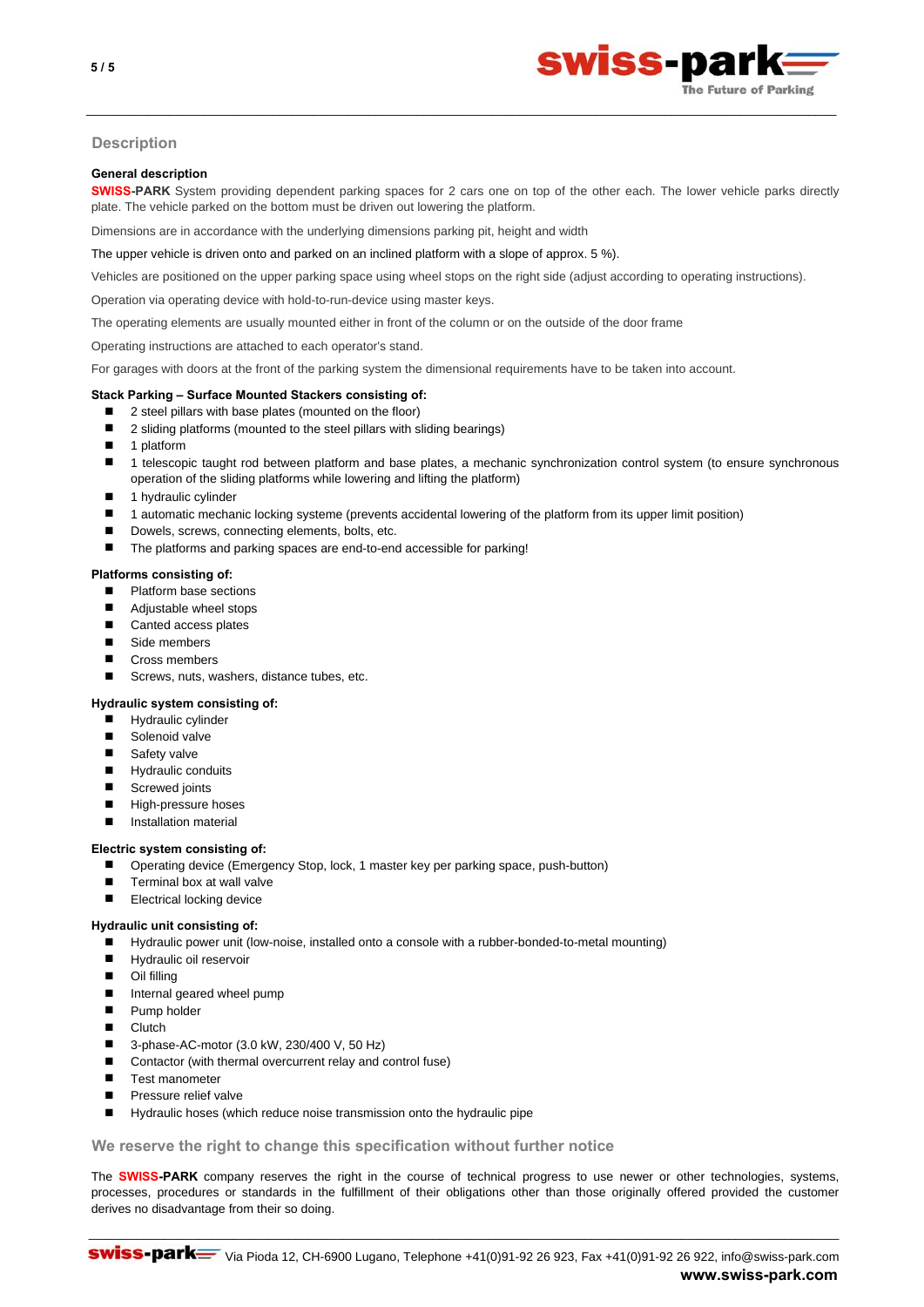## Description

**General description**

**SWISS-PARK** System providing dependent parking spaces for 2 cars one on top of the other each. The lower vehicle parks directly plate. The vehicle parked on the bottom must be driven out lowering the platform.

Dimensions are in accordance with the underlying dimensions parking pit, height and width

The upper vehicle is driven onto and parked on an inclined platform with a slope of approx. 5 %).

Vehicles are positioned on the upper parking space using wheel stops on the right side (adjust according to operating instructions).

Operation via operating device with hold-to-run-device using master keys.

The operating elements are usually mounted either in front of the column or on the outside of the door frame

Operating instructions are attached to each operator's stand.

For garages with doors at the front of the parking system the dimensional requirements have to be taken into account.

**Stack Parking – Surface Mounted Stackers consisting of:**

- 2 steel pillars with base plates (mounted on the floor)
- 2 sliding platforms (mounted to the steel pillars with sliding bearings)
- 1 platform
- 1 telescopic taught rod between platform and base plates, a mechanic synchronization control system (to ensure synchronous operation of the sliding platforms while lowering and lifting the platform)
- 1 hydraulic cylinder
- 1 automatic mechanic locking systeme (prevents accidental lowering of the platform from its upper limit position)
- Dowels, screws, connecting elements, bolts, etc.
- The platforms and parking spaces are end-to-end accessible for parking!

**Platforms consisting of:**

- Platform base sections
- Adjustable wheel stops
- Canted access plates
- Side members
- Cross members
- Screws, nuts, washers, distance tubes, etc.

**Hydraulic system consisting of:**

- Hydraulic cylinder
- Solenoid valve
- Safety valve
- Hydraulic conduits
- Screwed joints
- High-pressure hoses
- Installation material

**Electric system consisting of:**

- Operating device (Emergency Stop, lock, 1 master key per parking space, push-button)
- Terminal box at wall valve
- Electrical locking device

**Hydraulic unit consisting of:**

- Hydraulic power unit (low-noise, installed onto a console with a rubber-bonded-to-metal mounting)
- Hydraulic oil reservoir
- Oil filling
- Internal geared wheel pump
- Pump holder
- Clutch
- 3-phase-AC-motor (3.0 kW, 230/400 V, 50 Hz)
- Contactor (with thermal overcurrent relay and control fuse)
- Test manometer
- Pressure relief valve
- Hydraulic hoses (which reduce noise transmission onto the hydraulic pipe

## We reserve the right to change this specification without further notice

The **SWISS-PARK** company reserves the right in the course of technical progress to use newer or other technologies, systems, processes, procedures or standards in the fulfillment of their obligations other than those originally offered provided the customer derives no disadvantage from their so doing.

swiss-park Via Pioda 12, CH-6900 Lugano, Telephone +41(0)91-92 26 923, Fax +41(0)91-92 26 922, info@swiss-park.com

**www.swiss-park.com**